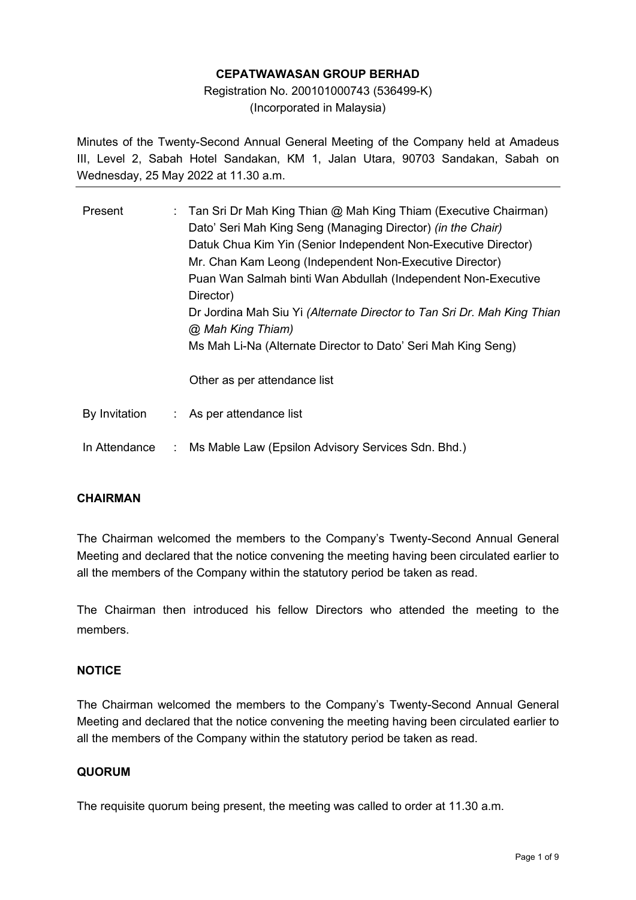**CEPATWAWASAN GROUP BERHAD**

Registration No. 200101000743 (536499-K)
(Incorporated in Malaysia)

Minutes of the Twenty-Second Annual General Meeting of the Company held at Amadeus III, Level 2, Sabah Hotel Sandakan, KM 1, Jalan Utara, 90703 Sandakan, Sabah on Wednesday, 25 May 2022 at 11.30 a.m.

| | | |
|---|---|---|
| Present | : | Tan Sri Dr Mah King Thian @ Mah King Thiam (Executive Chairman)<br>Dato' Seri Mah King Seng (Managing Director) *(in the Chair)*<br>Datuk Chua Kim Yin (Senior Independent Non-Executive Director)<br>Mr. Chan Kam Leong (Independent Non-Executive Director)<br>Puan Wan Salmah binti Wan Abdullah (Independent Non-Executive Director)<br>Dr Jordina Mah Siu Yi *(Alternate Director to Tan Sri Dr. Mah King Thian @ Mah King Thiam)*<br>Ms Mah Li-Na (Alternate Director to Dato' Seri Mah King Seng)<br><br>Other as per attendance list |
| By Invitation | : | As per attendance list |
| In Attendance | : | Ms Mable Law (Epsilon Advisory Services Sdn. Bhd.) |

**CHAIRMAN**

The Chairman welcomed the members to the Company's Twenty-Second Annual General Meeting and declared that the notice convening the meeting having been circulated earlier to all the members of the Company within the statutory period be taken as read.

The Chairman then introduced his fellow Directors who attended the meeting to the members.

**NOTICE**

The Chairman welcomed the members to the Company's Twenty-Second Annual General Meeting and declared that the notice convening the meeting having been circulated earlier to all the members of the Company within the statutory period be taken as read.

**QUORUM**

The requisite quorum being present, the meeting was called to order at 11.30 a.m.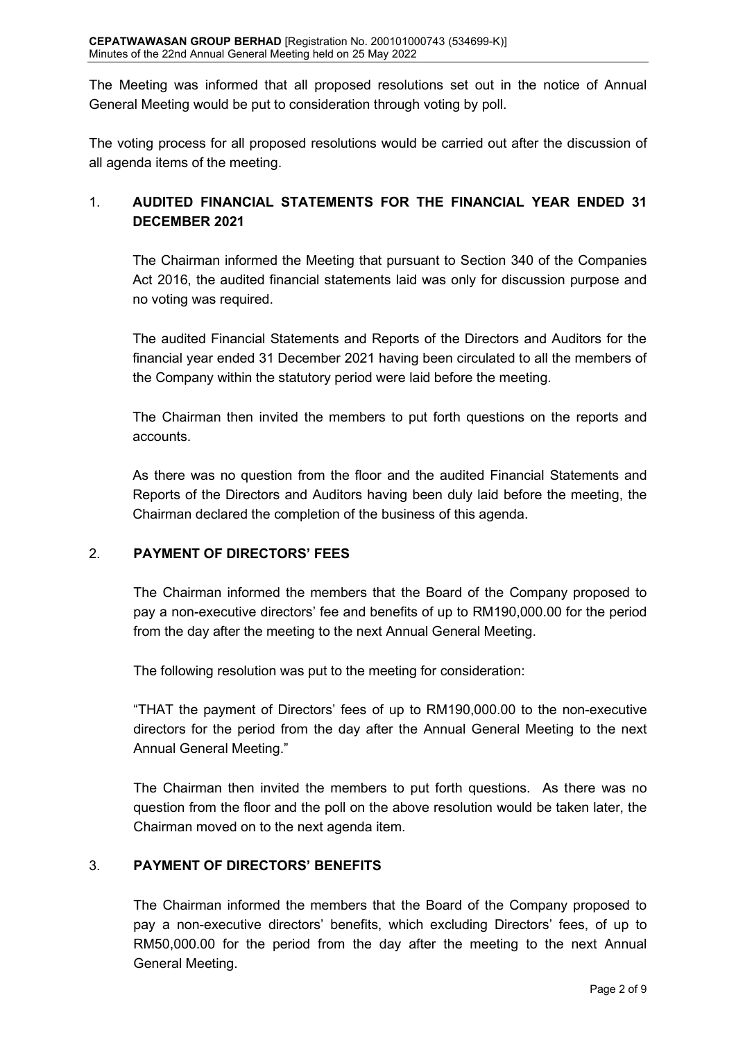The Meeting was informed that all proposed resolutions set out in the notice of Annual General Meeting would be put to consideration through voting by poll.

The voting process for all proposed resolutions would be carried out after the discussion of all agenda items of the meeting.

## 1. AUDITED FINANCIAL STATEMENTS FOR THE FINANCIAL YEAR ENDED 31 DECEMBER 2021

The Chairman informed the Meeting that pursuant to Section 340 of the Companies Act 2016, the audited financial statements laid was only for discussion purpose and no voting was required.

The audited Financial Statements and Reports of the Directors and Auditors for the financial year ended 31 December 2021 having been circulated to all the members of the Company within the statutory period were laid before the meeting.

The Chairman then invited the members to put forth questions on the reports and accounts.

As there was no question from the floor and the audited Financial Statements and Reports of the Directors and Auditors having been duly laid before the meeting, the Chairman declared the completion of the business of this agenda.

## 2. PAYMENT OF DIRECTORS' FEES

The Chairman informed the members that the Board of the Company proposed to pay a non-executive directors' fee and benefits of up to RM190,000.00 for the period from the day after the meeting to the next Annual General Meeting.

The following resolution was put to the meeting for consideration:

"THAT the payment of Directors' fees of up to RM190,000.00 to the non-executive directors for the period from the day after the Annual General Meeting to the next Annual General Meeting."

The Chairman then invited the members to put forth questions. As there was no question from the floor and the poll on the above resolution would be taken later, the Chairman moved on to the next agenda item.

## 3. PAYMENT OF DIRECTORS' BENEFITS

The Chairman informed the members that the Board of the Company proposed to pay a non-executive directors' benefits, which excluding Directors' fees, of up to RM50,000.00 for the period from the day after the meeting to the next Annual General Meeting.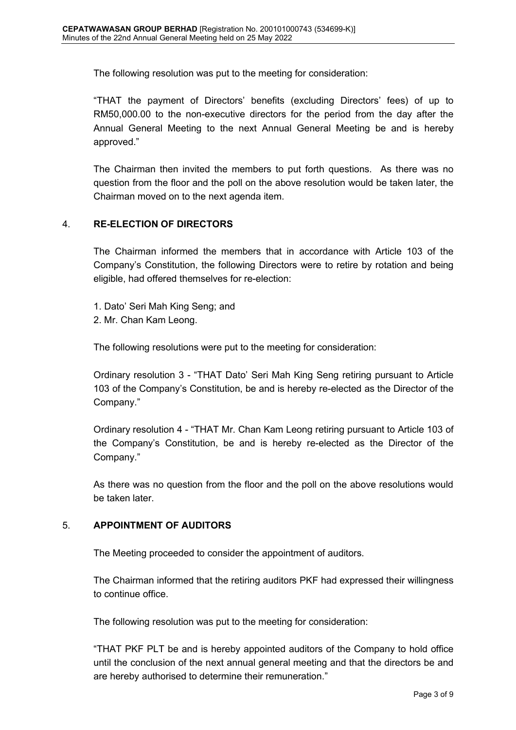The following resolution was put to the meeting for consideration:

"THAT the payment of Directors' benefits (excluding Directors' fees) of up to RM50,000.00 to the non-executive directors for the period from the day after the Annual General Meeting to the next Annual General Meeting be and is hereby approved."

The Chairman then invited the members to put forth questions. As there was no question from the floor and the poll on the above resolution would be taken later, the Chairman moved on to the next agenda item.

## 4. RE-ELECTION OF DIRECTORS

The Chairman informed the members that in accordance with Article 103 of the Company's Constitution, the following Directors were to retire by rotation and being eligible, had offered themselves for re-election:

1. Dato' Seri Mah King Seng; and
2. Mr. Chan Kam Leong.

The following resolutions were put to the meeting for consideration:

Ordinary resolution 3 - "THAT Dato' Seri Mah King Seng retiring pursuant to Article 103 of the Company's Constitution, be and is hereby re-elected as the Director of the Company."

Ordinary resolution 4 - "THAT Mr. Chan Kam Leong retiring pursuant to Article 103 of the Company's Constitution, be and is hereby re-elected as the Director of the Company."

As there was no question from the floor and the poll on the above resolutions would be taken later.

## 5. APPOINTMENT OF AUDITORS

The Meeting proceeded to consider the appointment of auditors.

The Chairman informed that the retiring auditors PKF had expressed their willingness to continue office.

The following resolution was put to the meeting for consideration:

"THAT PKF PLT be and is hereby appointed auditors of the Company to hold office until the conclusion of the next annual general meeting and that the directors be and are hereby authorised to determine their remuneration."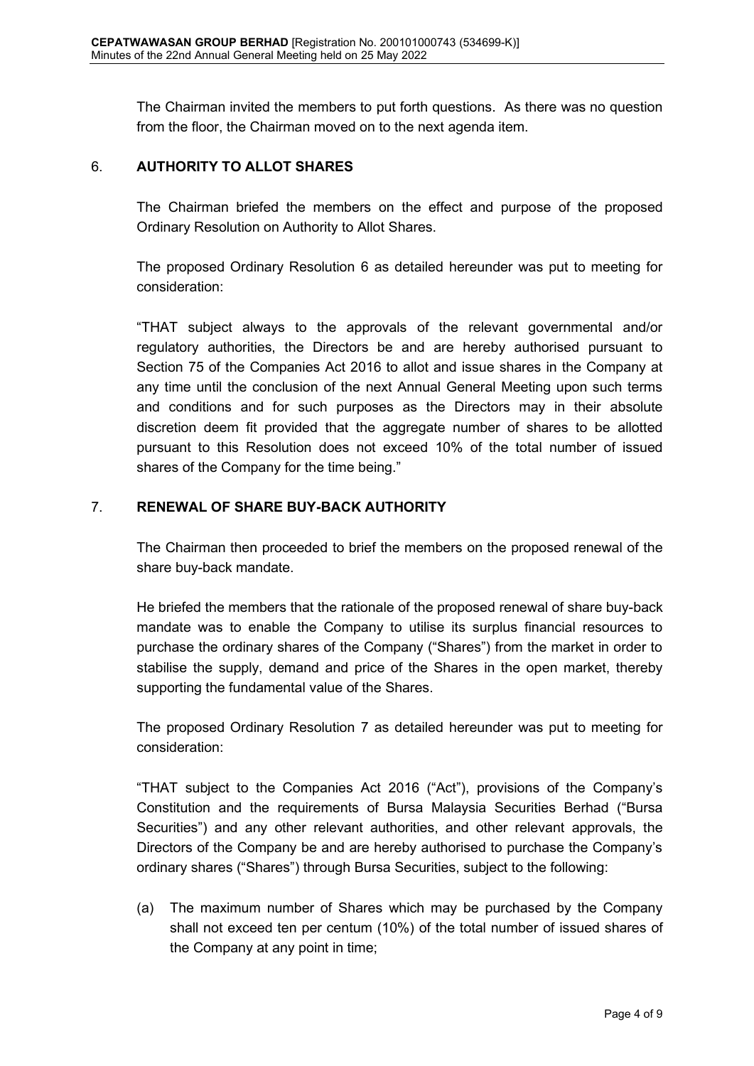The Chairman invited the members to put forth questions. As there was no question from the floor, the Chairman moved on to the next agenda item.

## 6. AUTHORITY TO ALLOT SHARES

The Chairman briefed the members on the effect and purpose of the proposed Ordinary Resolution on Authority to Allot Shares.

The proposed Ordinary Resolution 6 as detailed hereunder was put to meeting for consideration:

"THAT subject always to the approvals of the relevant governmental and/or regulatory authorities, the Directors be and are hereby authorised pursuant to Section 75 of the Companies Act 2016 to allot and issue shares in the Company at any time until the conclusion of the next Annual General Meeting upon such terms and conditions and for such purposes as the Directors may in their absolute discretion deem fit provided that the aggregate number of shares to be allotted pursuant to this Resolution does not exceed 10% of the total number of issued shares of the Company for the time being."

## 7. RENEWAL OF SHARE BUY-BACK AUTHORITY

The Chairman then proceeded to brief the members on the proposed renewal of the share buy-back mandate.

He briefed the members that the rationale of the proposed renewal of share buy-back mandate was to enable the Company to utilise its surplus financial resources to purchase the ordinary shares of the Company ("Shares") from the market in order to stabilise the supply, demand and price of the Shares in the open market, thereby supporting the fundamental value of the Shares.

The proposed Ordinary Resolution 7 as detailed hereunder was put to meeting for consideration:

"THAT subject to the Companies Act 2016 ("Act"), provisions of the Company's Constitution and the requirements of Bursa Malaysia Securities Berhad ("Bursa Securities") and any other relevant authorities, and other relevant approvals, the Directors of the Company be and are hereby authorised to purchase the Company's ordinary shares ("Shares") through Bursa Securities, subject to the following:

(a) The maximum number of Shares which may be purchased by the Company shall not exceed ten per centum (10%) of the total number of issued shares of the Company at any point in time;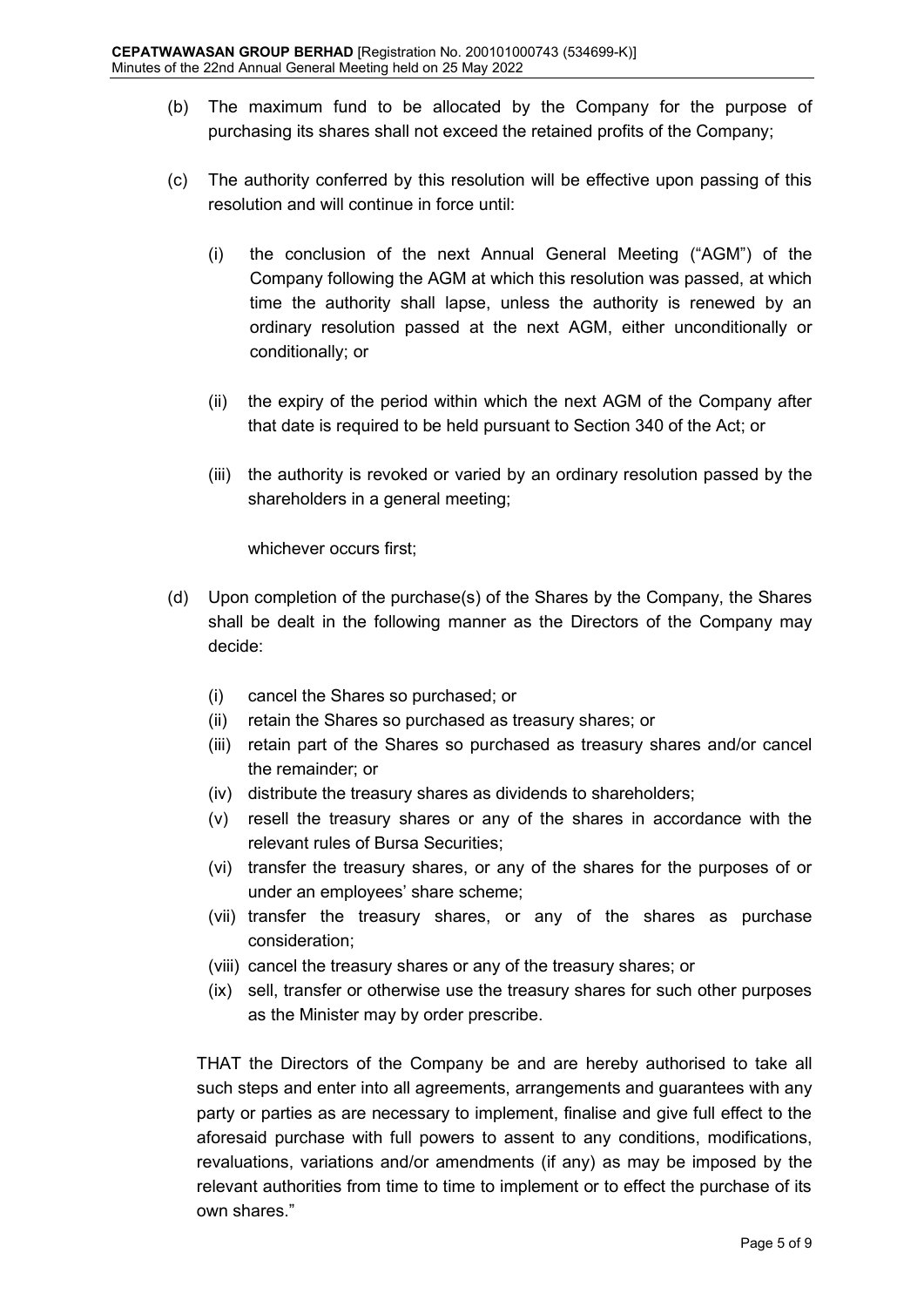(b) The maximum fund to be allocated by the Company for the purpose of purchasing its shares shall not exceed the retained profits of the Company;

(c) The authority conferred by this resolution will be effective upon passing of this resolution and will continue in force until:

  (i) the conclusion of the next Annual General Meeting ("AGM") of the Company following the AGM at which this resolution was passed, at which time the authority shall lapse, unless the authority is renewed by an ordinary resolution passed at the next AGM, either unconditionally or conditionally; or

  (ii) the expiry of the period within which the next AGM of the Company after that date is required to be held pursuant to Section 340 of the Act; or

  (iii) the authority is revoked or varied by an ordinary resolution passed by the shareholders in a general meeting;

  whichever occurs first;

(d) Upon completion of the purchase(s) of the Shares by the Company, the Shares shall be dealt in the following manner as the Directors of the Company may decide:

  (i) cancel the Shares so purchased; or
  (ii) retain the Shares so purchased as treasury shares; or
  (iii) retain part of the Shares so purchased as treasury shares and/or cancel the remainder; or
  (iv) distribute the treasury shares as dividends to shareholders;
  (v) resell the treasury shares or any of the shares in accordance with the relevant rules of Bursa Securities;
  (vi) transfer the treasury shares, or any of the shares for the purposes of or under an employees' share scheme;
  (vii) transfer the treasury shares, or any of the shares as purchase consideration;
  (viii) cancel the treasury shares or any of the treasury shares; or
  (ix) sell, transfer or otherwise use the treasury shares for such other purposes as the Minister may by order prescribe.

THAT the Directors of the Company be and are hereby authorised to take all such steps and enter into all agreements, arrangements and guarantees with any party or parties as are necessary to implement, finalise and give full effect to the aforesaid purchase with full powers to assent to any conditions, modifications, revaluations, variations and/or amendments (if any) as may be imposed by the relevant authorities from time to time to implement or to effect the purchase of its own shares."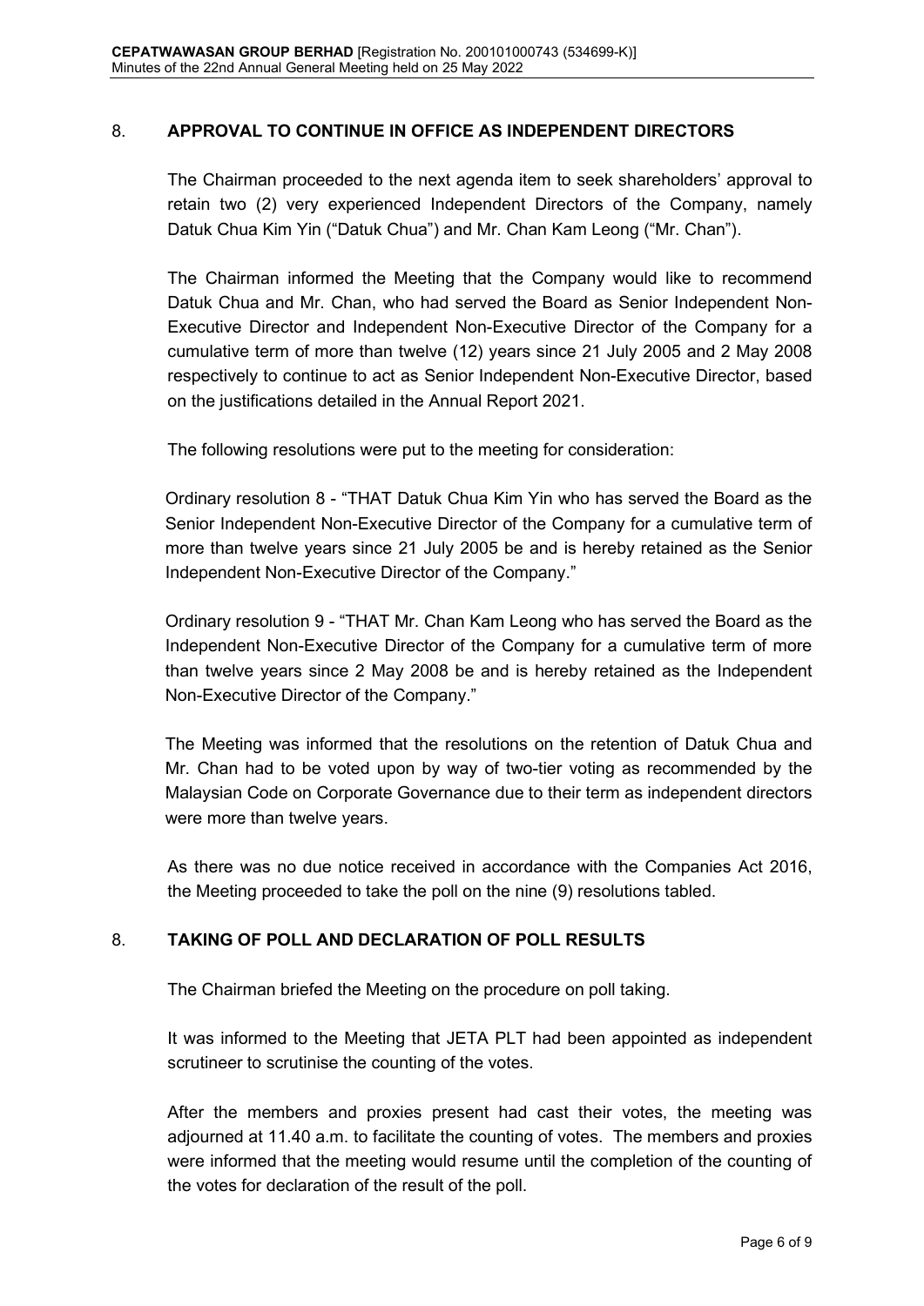## 8. APPROVAL TO CONTINUE IN OFFICE AS INDEPENDENT DIRECTORS

The Chairman proceeded to the next agenda item to seek shareholders' approval to retain two (2) very experienced Independent Directors of the Company, namely Datuk Chua Kim Yin ("Datuk Chua") and Mr. Chan Kam Leong ("Mr. Chan").

The Chairman informed the Meeting that the Company would like to recommend Datuk Chua and Mr. Chan, who had served the Board as Senior Independent Non-Executive Director and Independent Non-Executive Director of the Company for a cumulative term of more than twelve (12) years since 21 July 2005 and 2 May 2008 respectively to continue to act as Senior Independent Non-Executive Director, based on the justifications detailed in the Annual Report 2021.

The following resolutions were put to the meeting for consideration:

Ordinary resolution 8 - "THAT Datuk Chua Kim Yin who has served the Board as the Senior Independent Non-Executive Director of the Company for a cumulative term of more than twelve years since 21 July 2005 be and is hereby retained as the Senior Independent Non-Executive Director of the Company."

Ordinary resolution 9 - "THAT Mr. Chan Kam Leong who has served the Board as the Independent Non-Executive Director of the Company for a cumulative term of more than twelve years since 2 May 2008 be and is hereby retained as the Independent Non-Executive Director of the Company."

The Meeting was informed that the resolutions on the retention of Datuk Chua and Mr. Chan had to be voted upon by way of two-tier voting as recommended by the Malaysian Code on Corporate Governance due to their term as independent directors were more than twelve years.

As there was no due notice received in accordance with the Companies Act 2016, the Meeting proceeded to take the poll on the nine (9) resolutions tabled.

## 8. TAKING OF POLL AND DECLARATION OF POLL RESULTS

The Chairman briefed the Meeting on the procedure on poll taking.

It was informed to the Meeting that JETA PLT had been appointed as independent scrutineer to scrutinise the counting of the votes.

After the members and proxies present had cast their votes, the meeting was adjourned at 11.40 a.m. to facilitate the counting of votes. The members and proxies were informed that the meeting would resume until the completion of the counting of the votes for declaration of the result of the poll.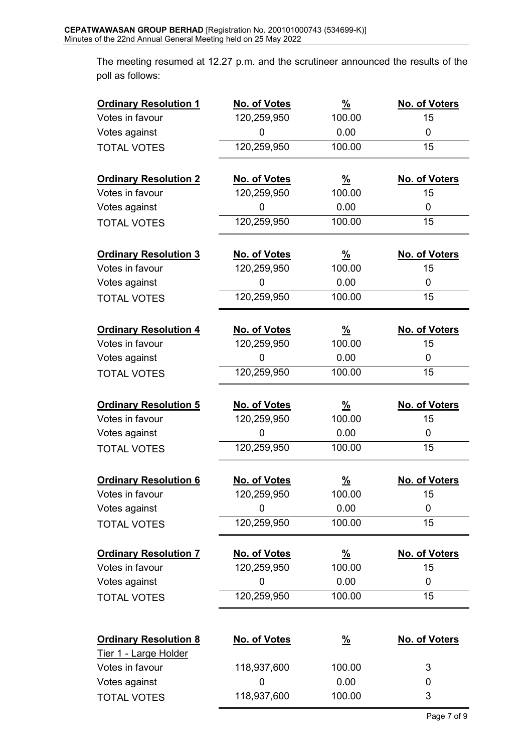The meeting resumed at 12.27 p.m. and the scrutineer announced the results of the poll as follows:

| **Ordinary Resolution 1** | **No. of Votes** | **%** | **No. of Voters** |
|---|---|---|---|
| Votes in favour | 120,259,950 | 100.00 | 15 |
| Votes against | 0 | 0.00 | 0 |
| TOTAL VOTES | 120,259,950 | 100.00 | 15 |

| **Ordinary Resolution 2** | **No. of Votes** | **%** | **No. of Voters** |
|---|---|---|---|
| Votes in favour | 120,259,950 | 100.00 | 15 |
| Votes against | 0 | 0.00 | 0 |
| TOTAL VOTES | 120,259,950 | 100.00 | 15 |

| **Ordinary Resolution 3** | **No. of Votes** | **%** | **No. of Voters** |
|---|---|---|---|
| Votes in favour | 120,259,950 | 100.00 | 15 |
| Votes against | 0 | 0.00 | 0 |
| TOTAL VOTES | 120,259,950 | 100.00 | 15 |

| **Ordinary Resolution 4** | **No. of Votes** | **%** | **No. of Voters** |
|---|---|---|---|
| Votes in favour | 120,259,950 | 100.00 | 15 |
| Votes against | 0 | 0.00 | 0 |
| TOTAL VOTES | 120,259,950 | 100.00 | 15 |

| **Ordinary Resolution 5** | **No. of Votes** | **%** | **No. of Voters** |
|---|---|---|---|
| Votes in favour | 120,259,950 | 100.00 | 15 |
| Votes against | 0 | 0.00 | 0 |
| TOTAL VOTES | 120,259,950 | 100.00 | 15 |

| **Ordinary Resolution 6** | **No. of Votes** | **%** | **No. of Voters** |
|---|---|---|---|
| Votes in favour | 120,259,950 | 100.00 | 15 |
| Votes against | 0 | 0.00 | 0 |
| TOTAL VOTES | 120,259,950 | 100.00 | 15 |

| **Ordinary Resolution 7** | **No. of Votes** | **%** | **No. of Voters** |
|---|---|---|---|
| Votes in favour | 120,259,950 | 100.00 | 15 |
| Votes against | 0 | 0.00 | 0 |
| TOTAL VOTES | 120,259,950 | 100.00 | 15 |

| **Ordinary Resolution 8** | **No. of Votes** | **%** | **No. of Voters** |
|---|---|---|---|
| Tier 1 - Large Holder | | | |
| Votes in favour | 118,937,600 | 100.00 | 3 |
| Votes against | 0 | 0.00 | 0 |
| TOTAL VOTES | 118,937,600 | 100.00 | 3 |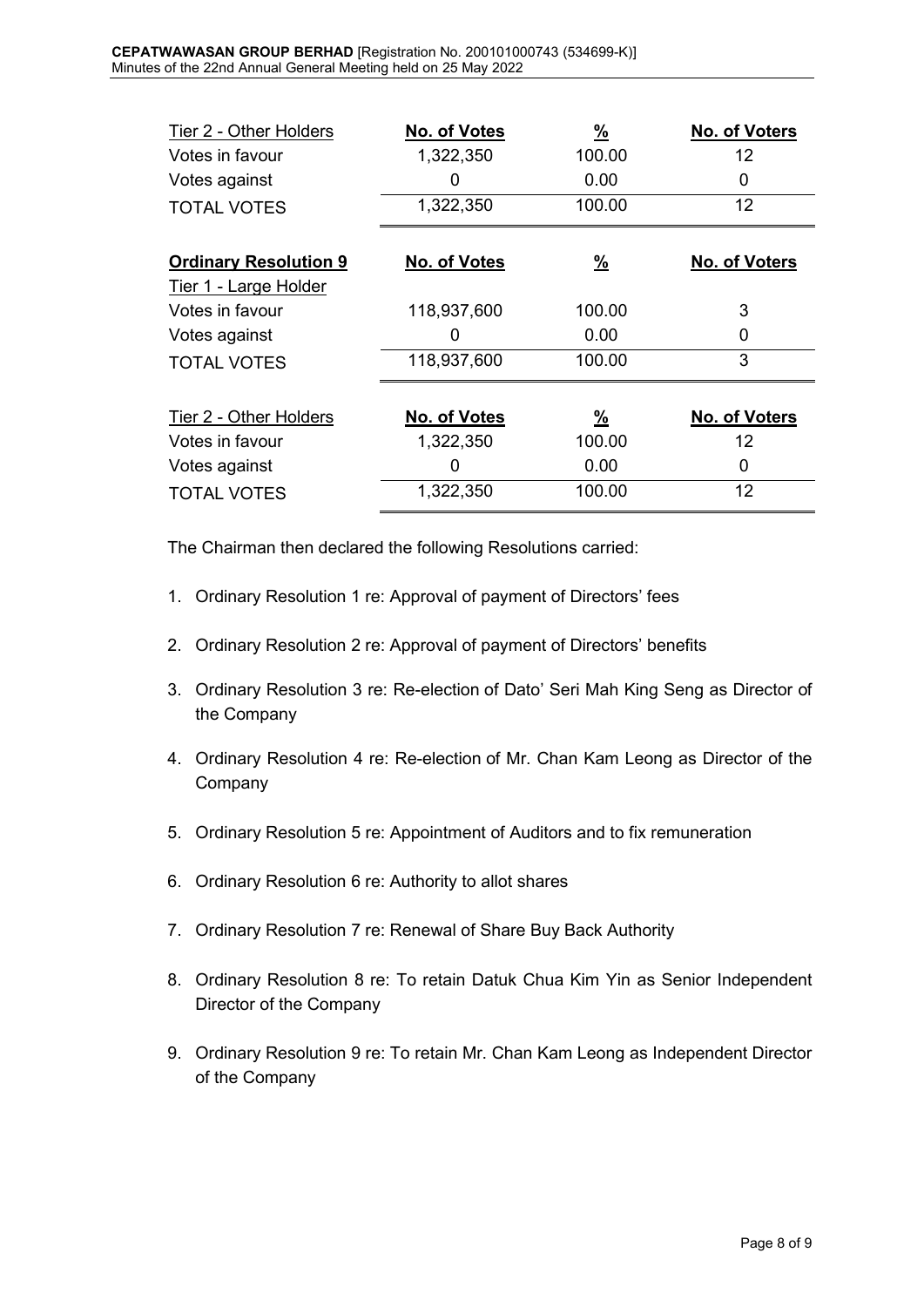| Tier 2 - Other Holders | No. of Votes | % | No. of Voters |
|---|---|---|---|
| Votes in favour | 1,322,350 | 100.00 | 12 |
| Votes against | 0 | 0.00 | 0 |
| TOTAL VOTES | 1,322,350 | 100.00 | 12 |

| **Ordinary Resolution 9** | No. of Votes | % | No. of Voters |
|---|---|---|---|
| Tier 1 - Large Holder | | | |
| Votes in favour | 118,937,600 | 100.00 | 3 |
| Votes against | 0 | 0.00 | 0 |
| TOTAL VOTES | 118,937,600 | 100.00 | 3 |

| Tier 2 - Other Holders | No. of Votes | % | No. of Voters |
|---|---|---|---|
| Votes in favour | 1,322,350 | 100.00 | 12 |
| Votes against | 0 | 0.00 | 0 |
| TOTAL VOTES | 1,322,350 | 100.00 | 12 |

The Chairman then declared the following Resolutions carried:

1. Ordinary Resolution 1 re: Approval of payment of Directors' fees
2. Ordinary Resolution 2 re: Approval of payment of Directors' benefits
3. Ordinary Resolution 3 re: Re-election of Dato' Seri Mah King Seng as Director of the Company
4. Ordinary Resolution 4 re: Re-election of Mr. Chan Kam Leong as Director of the Company
5. Ordinary Resolution 5 re: Appointment of Auditors and to fix remuneration
6. Ordinary Resolution 6 re: Authority to allot shares
7. Ordinary Resolution 7 re: Renewal of Share Buy Back Authority
8. Ordinary Resolution 8 re: To retain Datuk Chua Kim Yin as Senior Independent Director of the Company
9. Ordinary Resolution 9 re: To retain Mr. Chan Kam Leong as Independent Director of the Company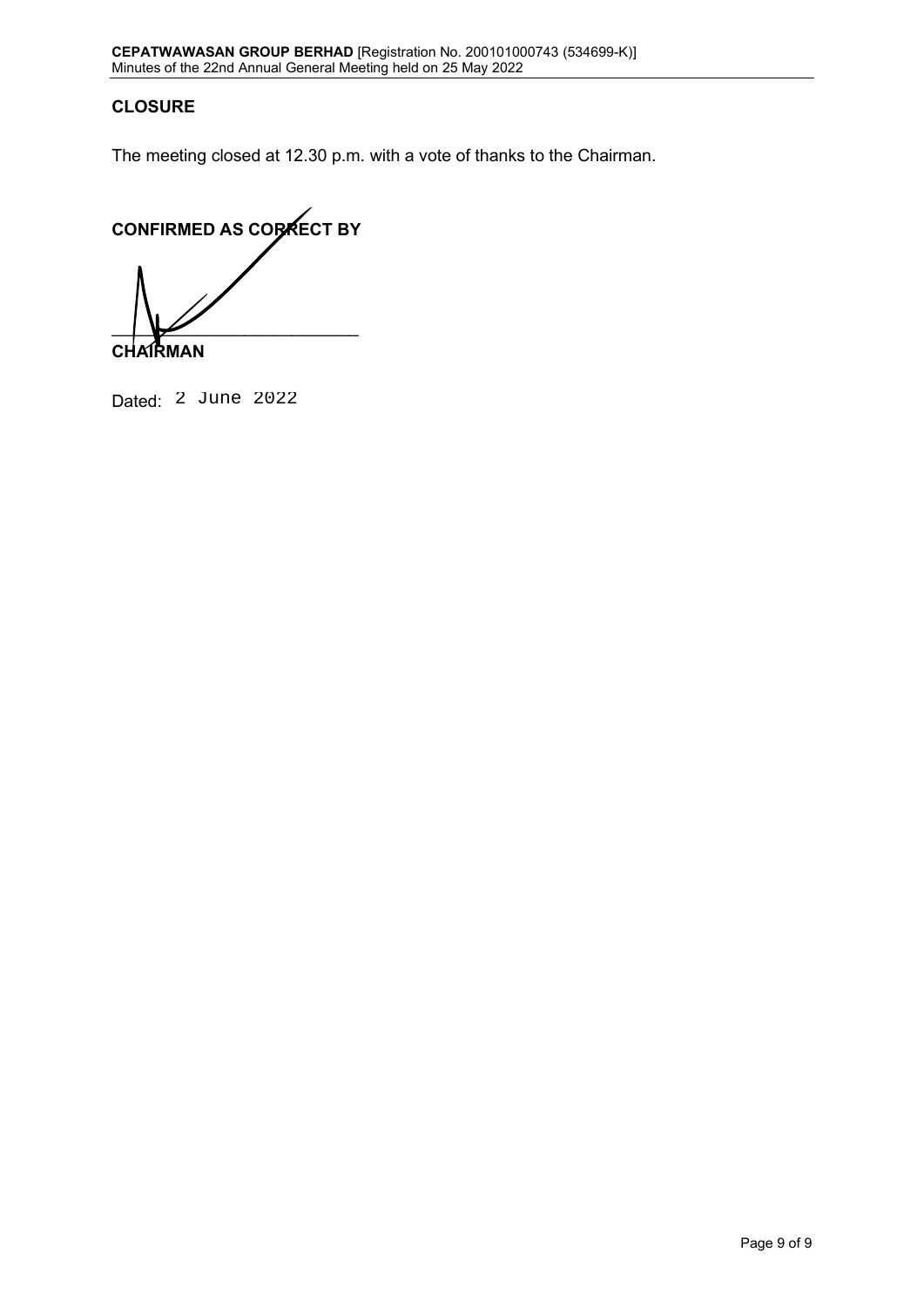## CLOSURE

The meeting closed at 12.30 p.m. with a vote of thanks to the Chairman.

**CONFIRMED AS CORRECT BY**

\_\_\_\_\_\_\_\_\_\_\_\_\_\_\_\_\_\_\_\_\_\_\_\_\_\_

**CHAIRMAN**

Dated: 2 June 2022